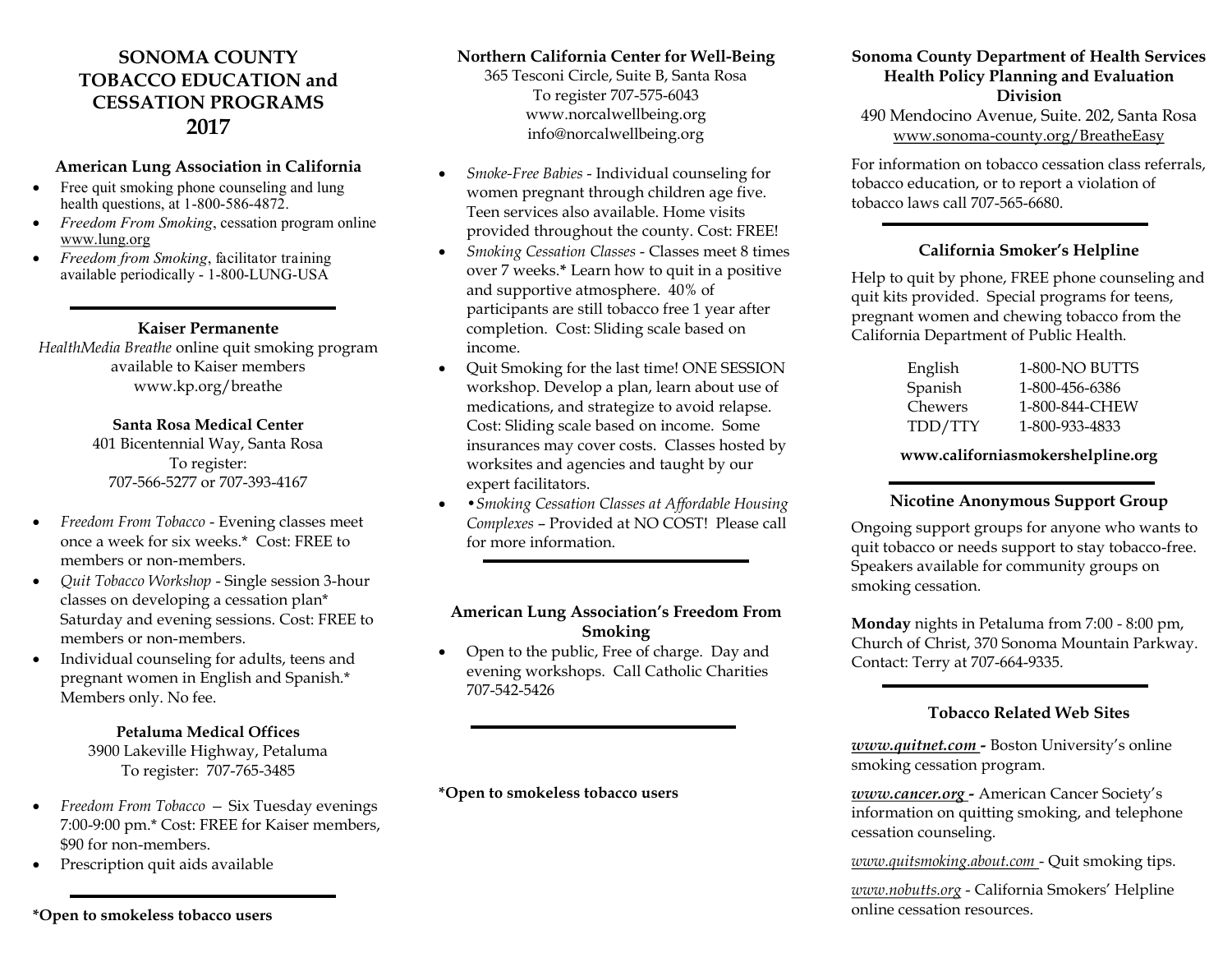# SONOMA COUNTY TOBACCO EDUCATION and CESSATION PROGRAMS 2017

### American Lung Association in California

- Free quit smoking phone counseling and lung health questions, at 1-800-586-4872.
- *Freedom From Smoking*, cessation program online www.lung.org
- *Freedom from Smoking*, facilitator training available periodically - 1-800-LUNG-USA

---

### Kaiser Permanente

*HealthMedia Breathe* online quit smoking program available to Kaiser members www.kp.org/breathe

#### Santa Rosa Medical Center

401 Bicentennial Way, Santa Rosa
To register:
707-566-5277 or 707-393-4167

- *Freedom From Tobacco* - Evening classes meet once a week for six weeks.* Cost: FREE to members or non-members.
- *Quit Tobacco Workshop* - Single session 3-hour classes on developing a cessation plan* Saturday and evening sessions. Cost: FREE to members or non-members.
- Individual counseling for adults, teens and pregnant women in English and Spanish.* Members only. No fee.

#### Petaluma Medical Offices

3900 Lakeville Highway, Petaluma
To register: 707-765-3485

- *Freedom From Tobacco* — Six Tuesday evenings 7:00-9:00 pm.* Cost: FREE for Kaiser members, $90 for non-members.
- Prescription quit aids available

---

**\*Open to smokeless tobacco users**

### Northern California Center for Well-Being

365 Tesconi Circle, Suite B, Santa Rosa
To register 707-575-6043
www.norcalwellbeing.org
info@norcalwellbeing.org

- *Smoke-Free Babies* - Individual counseling for women pregnant through children age five. Teen services also available. Home visits provided throughout the county. Cost: FREE!
- *Smoking Cessation Classes* - Classes meet 8 times over 7 weeks.* Learn how to quit in a positive and supportive atmosphere. 40% of participants are still tobacco free 1 year after completion. Cost: Sliding scale based on income.
- Quit Smoking for the last time! ONE SESSION workshop. Develop a plan, learn about use of medications, and strategize to avoid relapse. Cost: Sliding scale based on income. Some insurances may cover costs. Classes hosted by worksites and agencies and taught by our expert facilitators.
- •*Smoking Cessation Classes at Affordable Housing Complexes* – Provided at NO COST! Please call for more information.

---

### American Lung Association's Freedom From Smoking

- Open to the public, Free of charge. Day and evening workshops. Call Catholic Charities 707-542-5426

---

**\*Open to smokeless tobacco users**

### Sonoma County Department of Health Services Health Policy Planning and Evaluation Division

490 Mendocino Avenue, Suite. 202, Santa Rosa
www.sonoma-county.org/BreatheEasy

For information on tobacco cessation class referrals, tobacco education, or to report a violation of tobacco laws call 707-565-6680.

---

### California Smoker's Helpline

Help to quit by phone, FREE phone counseling and quit kits provided. Special programs for teens, pregnant women and chewing tobacco from the California Department of Public Health.

| | |
|---|---|
| English | 1-800-NO BUTTS |
| Spanish | 1-800-456-6386 |
| Chewers | 1-800-844-CHEW |
| TDD/TTY | 1-800-933-4833 |

**www.californiasmokershelpline.org**

---

### Nicotine Anonymous Support Group

Ongoing support groups for anyone who wants to quit tobacco or needs support to stay tobacco-free. Speakers available for community groups on smoking cessation.

**Monday** nights in Petaluma from 7:00 - 8:00 pm, Church of Christ, 370 Sonoma Mountain Parkway. Contact: Terry at 707-664-9335.

---

### Tobacco Related Web Sites

***www.quitnet.com* -** Boston University's online smoking cessation program.

***www.cancer.org* -** American Cancer Society's information on quitting smoking, and telephone cessation counseling.

*www.quitsmoking.about.com* - Quit smoking tips.

*www.nobutts.org* - California Smokers' Helpline online cessation resources.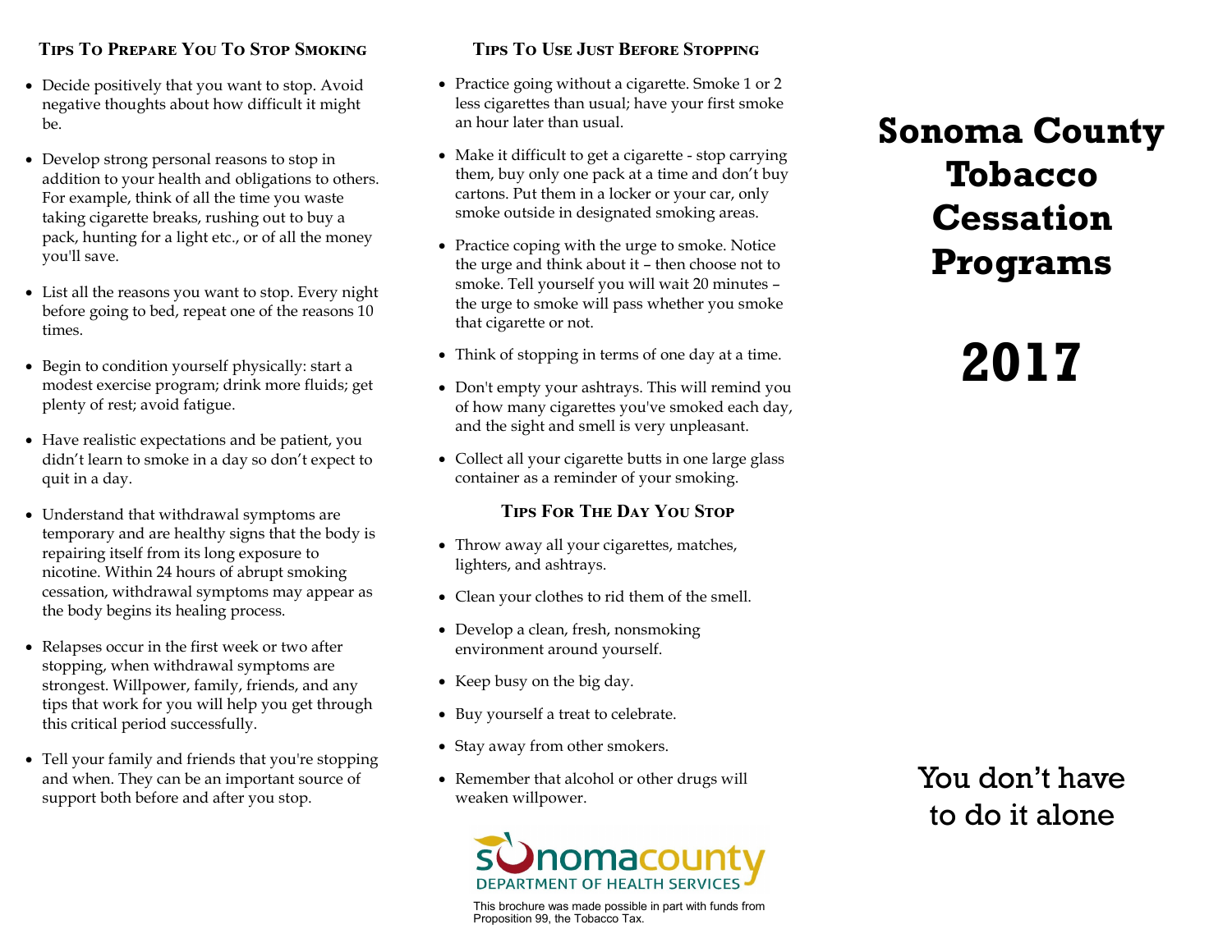### Tips To Prepare You To Stop Smoking

- Decide positively that you want to stop. Avoid negative thoughts about how difficult it might be.
- Develop strong personal reasons to stop in addition to your health and obligations to others. For example, think of all the time you waste taking cigarette breaks, rushing out to buy a pack, hunting for a light etc., or of all the money you'll save.
- List all the reasons you want to stop. Every night before going to bed, repeat one of the reasons 10 times.
- Begin to condition yourself physically: start a modest exercise program; drink more fluids; get plenty of rest; avoid fatigue.
- Have realistic expectations and be patient, you didn't learn to smoke in a day so don't expect to quit in a day.
- Understand that withdrawal symptoms are temporary and are healthy signs that the body is repairing itself from its long exposure to nicotine. Within 24 hours of abrupt smoking cessation, withdrawal symptoms may appear as the body begins its healing process.
- Relapses occur in the first week or two after stopping, when withdrawal symptoms are strongest. Willpower, family, friends, and any tips that work for you will help you get through this critical period successfully.
- Tell your family and friends that you're stopping and when. They can be an important source of support both before and after you stop.

### Tips To Use Just Before Stopping

- Practice going without a cigarette. Smoke 1 or 2 less cigarettes than usual; have your first smoke an hour later than usual.
- Make it difficult to get a cigarette - stop carrying them, buy only one pack at a time and don't buy cartons. Put them in a locker or your car, only smoke outside in designated smoking areas.
- Practice coping with the urge to smoke. Notice the urge and think about it – then choose not to smoke. Tell yourself you will wait 20 minutes – the urge to smoke will pass whether you smoke that cigarette or not.
- Think of stopping in terms of one day at a time.
- Don't empty your ashtrays. This will remind you of how many cigarettes you've smoked each day, and the sight and smell is very unpleasant.
- Collect all your cigarette butts in one large glass container as a reminder of your smoking.

### Tips For The Day You Stop

- Throw away all your cigarettes, matches, lighters, and ashtrays.
- Clean your clothes to rid them of the smell.
- Develop a clean, fresh, nonsmoking environment around yourself.
- Keep busy on the big day.
- Buy yourself a treat to celebrate.
- Stay away from other smokers.
- Remember that alcohol or other drugs will weaken willpower.

sonomacounty
DEPARTMENT OF HEALTH SERVICES

This brochure was made possible in part with funds from Proposition 99, the Tobacco Tax.

# Sonoma County Tobacco Cessation Programs

# 2017

You don't have to do it alone